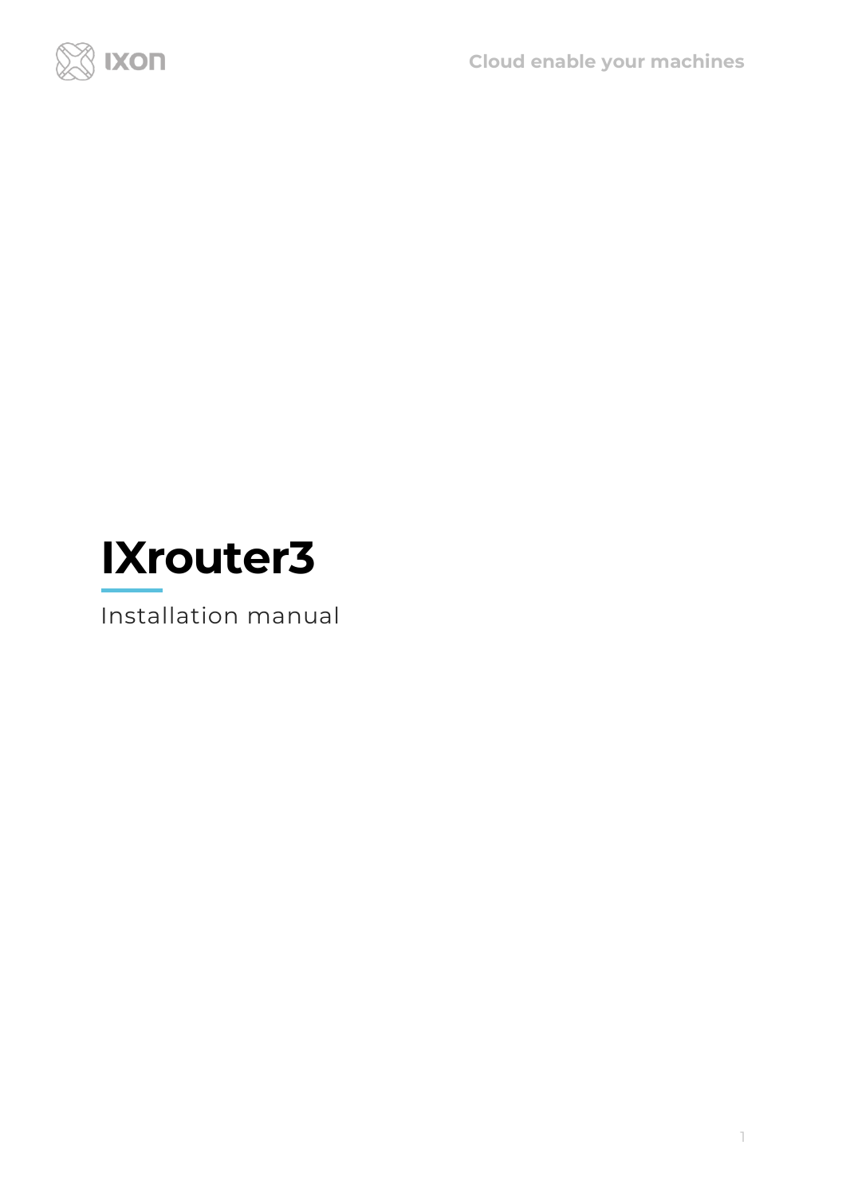# IXrouter3

Installation manual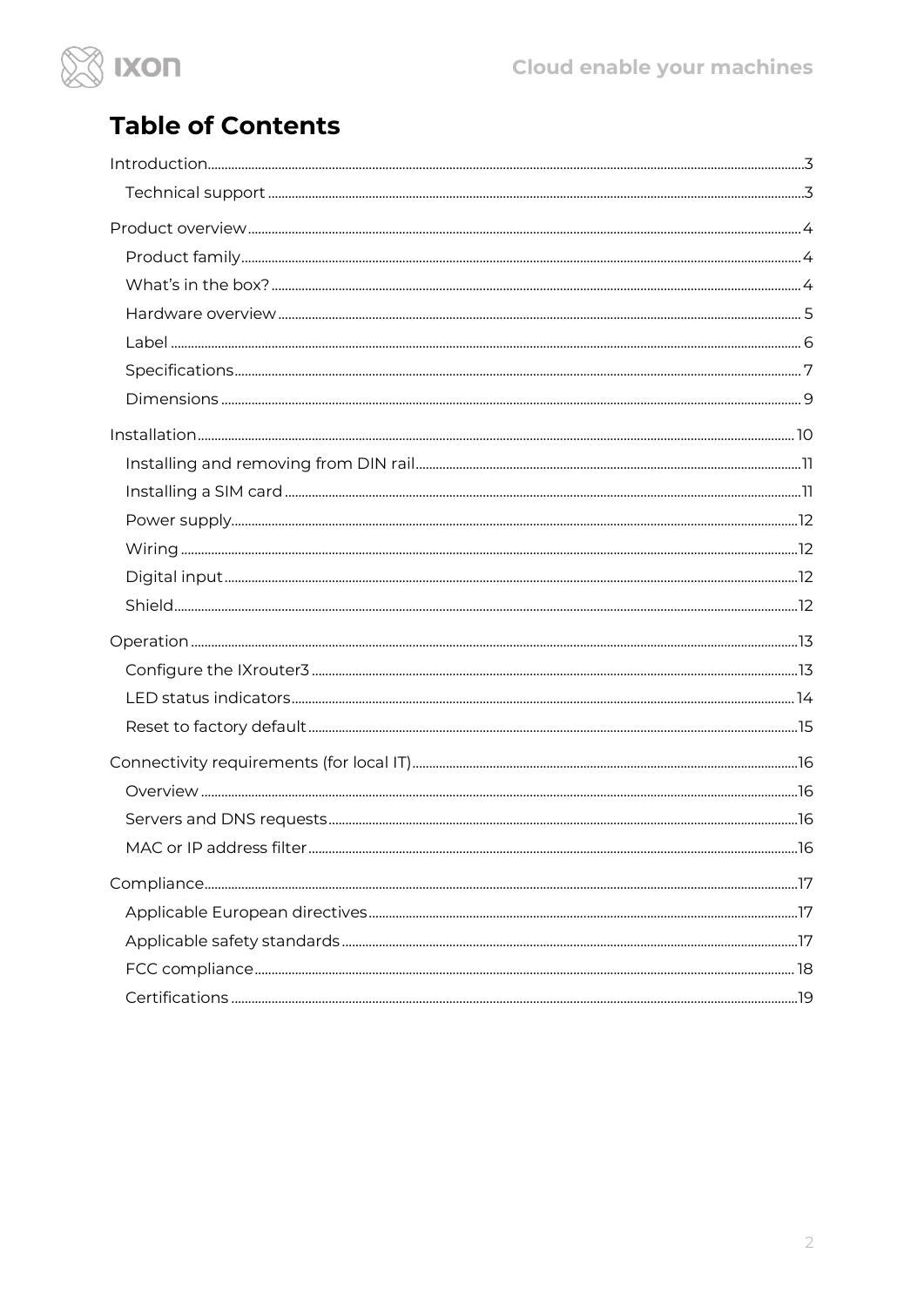# Table of Contents

- Introduction ... 3
  - Technical support ... 3
- Product overview ... 4
  - Product family ... 4
  - What's in the box? ... 4
  - Hardware overview ... 5
  - Label ... 6
  - Specifications ... 7
  - Dimensions ... 9
- Installation ... 10
  - Installing and removing from DIN rail ... 11
  - Installing a SIM card ... 11
  - Power supply ... 12
  - Wiring ... 12
  - Digital input ... 12
  - Shield ... 12
- Operation ... 13
  - Configure the IXrouter3 ... 13
  - LED status indicators ... 14
  - Reset to factory default ... 15
- Connectivity requirements (for local IT) ... 16
  - Overview ... 16
  - Servers and DNS requests ... 16
  - MAC or IP address filter ... 16
- Compliance ... 17
  - Applicable European directives ... 17
  - Applicable safety standards ... 17
  - FCC compliance ... 18
  - Certifications ... 19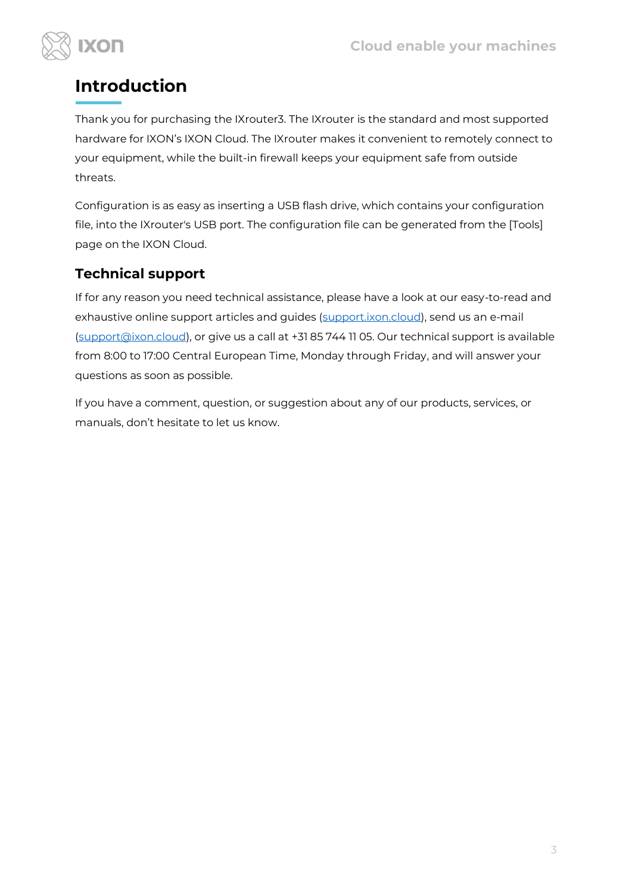# Introduction

Thank you for purchasing the IXrouter3. The IXrouter is the standard and most supported hardware for IXON's IXON Cloud. The IXrouter makes it convenient to remotely connect to your equipment, while the built-in firewall keeps your equipment safe from outside threats.

Configuration is as easy as inserting a USB flash drive, which contains your configuration file, into the IXrouter's USB port. The configuration file can be generated from the [Tools] page on the IXON Cloud.

## Technical support

If for any reason you need technical assistance, please have a look at our easy-to-read and exhaustive online support articles and guides (support.ixon.cloud), send us an e-mail (support@ixon.cloud), or give us a call at +31 85 744 11 05. Our technical support is available from 8:00 to 17:00 Central European Time, Monday through Friday, and will answer your questions as soon as possible.

If you have a comment, question, or suggestion about any of our products, services, or manuals, don't hesitate to let us know.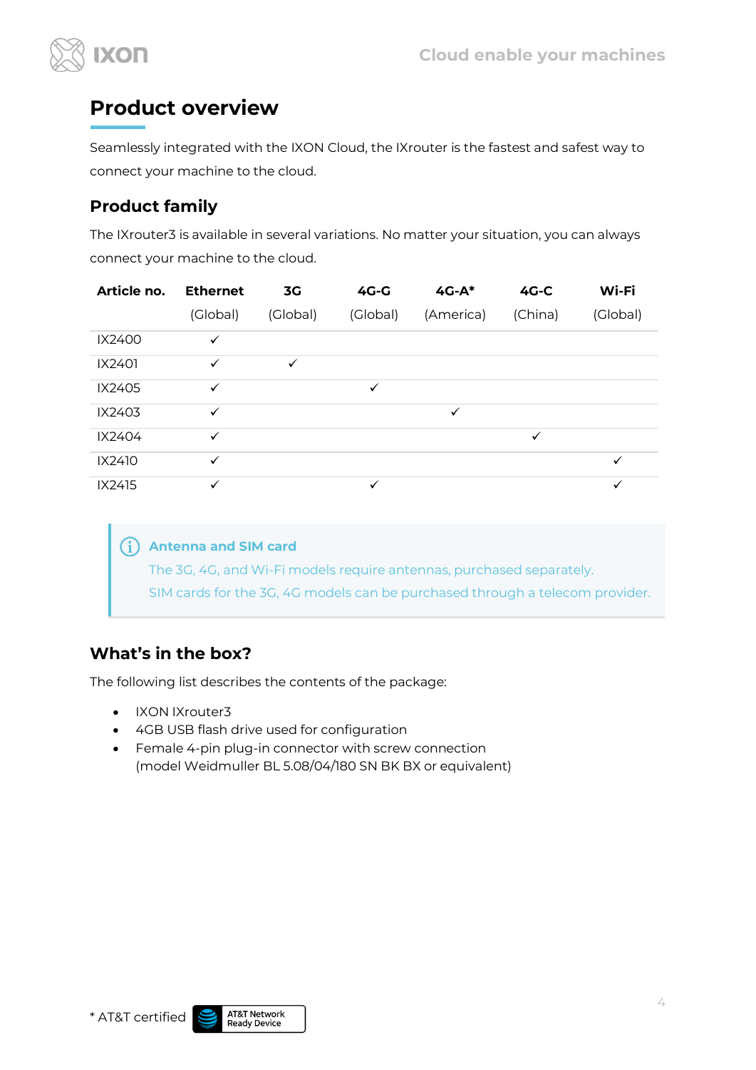# Product overview

Seamlessly integrated with the IXON Cloud, the IXrouter is the fastest and safest way to connect your machine to the cloud.

## Product family

The IXrouter3 is available in several variations. No matter your situation, you can always connect your machine to the cloud.

| Article no. | Ethernet (Global) | 3G (Global) | 4G-G (Global) | 4G-A* (America) | 4G-C (China) | Wi-Fi (Global) |
|---|---|---|---|---|---|---|
| IX2400 | ✓ | | | | | |
| IX2401 | ✓ | ✓ | | | | |
| IX2405 | ✓ | | ✓ | | | |
| IX2403 | ✓ | | | ✓ | | |
| IX2404 | ✓ | | | | ✓ | |
| IX2410 | ✓ | | | | | ✓ |
| IX2415 | ✓ | | ✓ | | | ✓ |

> **Antenna and SIM card**
> The 3G, 4G, and Wi-Fi models require antennas, purchased separately.
> SIM cards for the 3G, 4G models can be purchased through a telecom provider.

## What's in the box?

The following list describes the contents of the package:

- IXON IXrouter3
- 4GB USB flash drive used for configuration
- Female 4-pin plug-in connector with screw connection (model Weidmuller BL 5.08/04/180 SN BK BX or equivalent)

* AT&T certified — AT&T Network Ready Device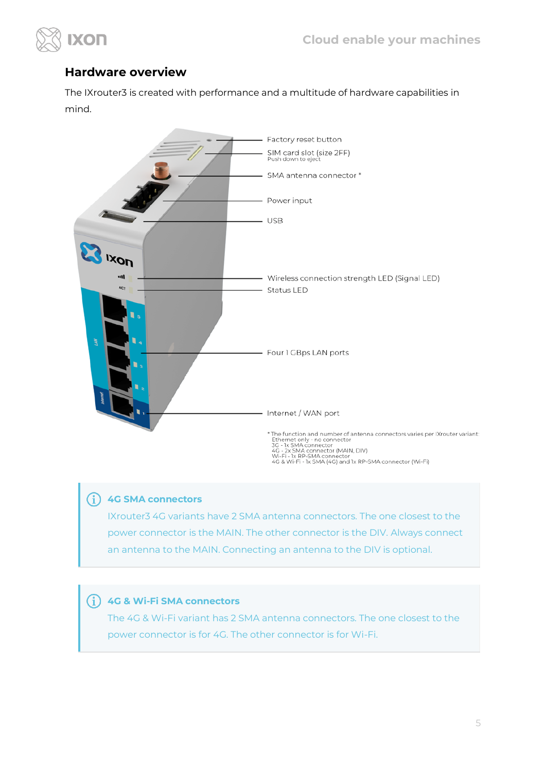## Hardware overview

The IXrouter3 is created with performance and a multitude of hardware capabilities in mind.

- Factory reset button
- SIM card slot (size 2FF)
  Push down to eject
- SMA antenna connector *
- Power input
- USB
- Wireless connection strength LED (Signal LED)
- Status LED
- Four 1 GBps LAN ports
- Internet / WAN port

* The function and number of antenna connectors varies per IXrouter variant:
Ethernet only - no connector
3G - 1x SMA connector
4G - 2x SMA connector (MAIN, DIV)
Wi-Fi - 1x RP-SMA connector
4G & Wi-Fi - 1x SMA (4G) and 1x RP-SMA connector (Wi-Fi)

> **4G SMA connectors**
>
> IXrouter3 4G variants have 2 SMA antenna connectors. The one closest to the power connector is the MAIN. The other connector is the DIV. Always connect an antenna to the MAIN. Connecting an antenna to the DIV is optional.

> **4G & Wi-Fi SMA connectors**
>
> The 4G & Wi-Fi variant has 2 SMA antenna connectors. The one closest to the power connector is for 4G. The other connector is for Wi-Fi.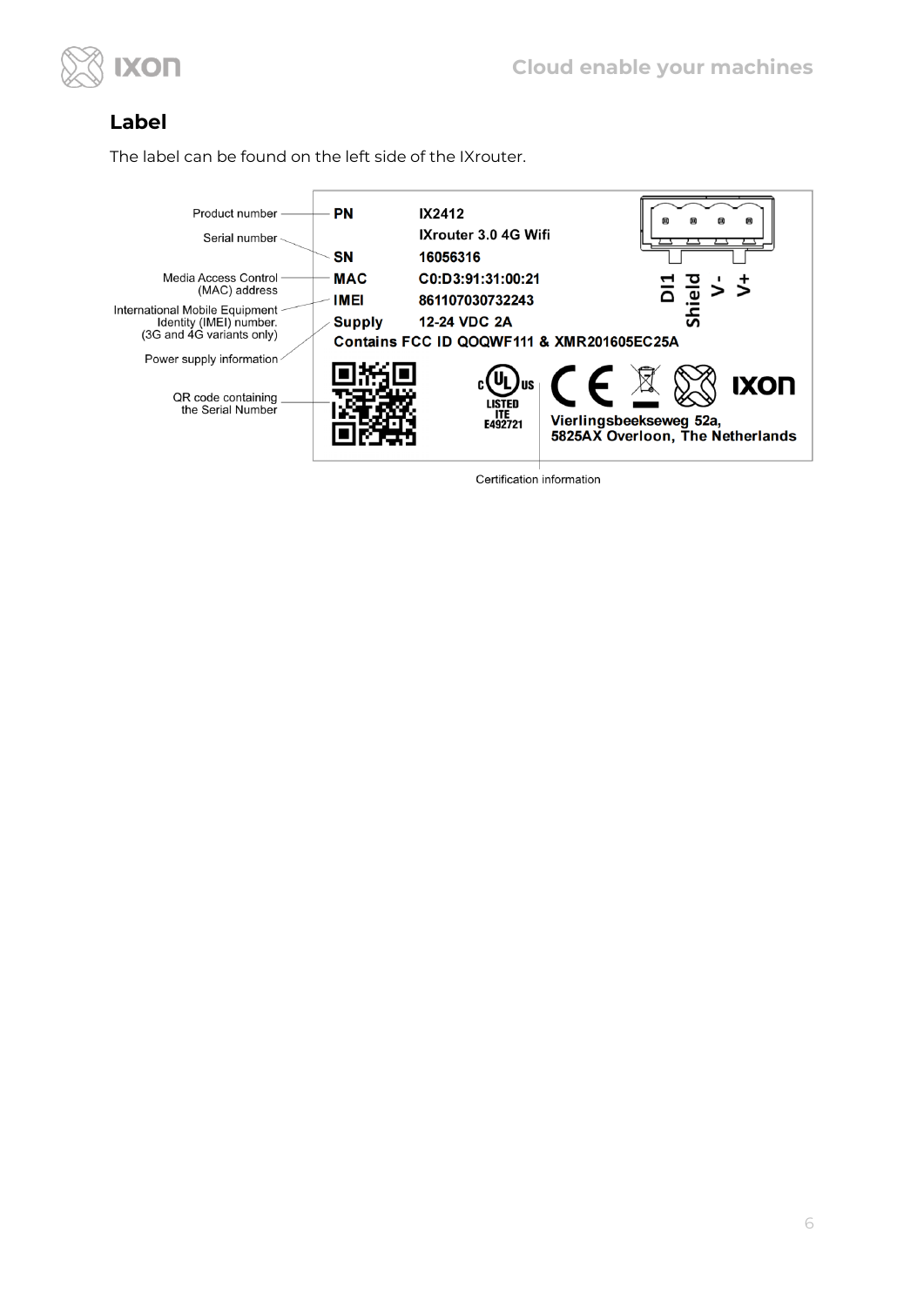## Label

The label can be found on the left side of the IXrouter.

Product number — **PN** IX2412
IXrouter 3.0 4G Wifi
Serial number — **SN** 16056316
Media Access Control (MAC) address — **MAC** C0:D3:91:31:00:21
International Mobile Equipment Identity (IMEI) number. (3G and 4G variants only) — **IMEI** 861107030732243
Power supply information — **Supply** 12-24 VDC 2A

**Contains FCC ID QOQWF111 & XMR201605EC25A**

DI1 Shield V- V+

QR code containing the Serial Number

c UL us LISTED ITE E492721

Vierlingsbeekseweg 52a,
5825AX Overloon, The Netherlands

Certification information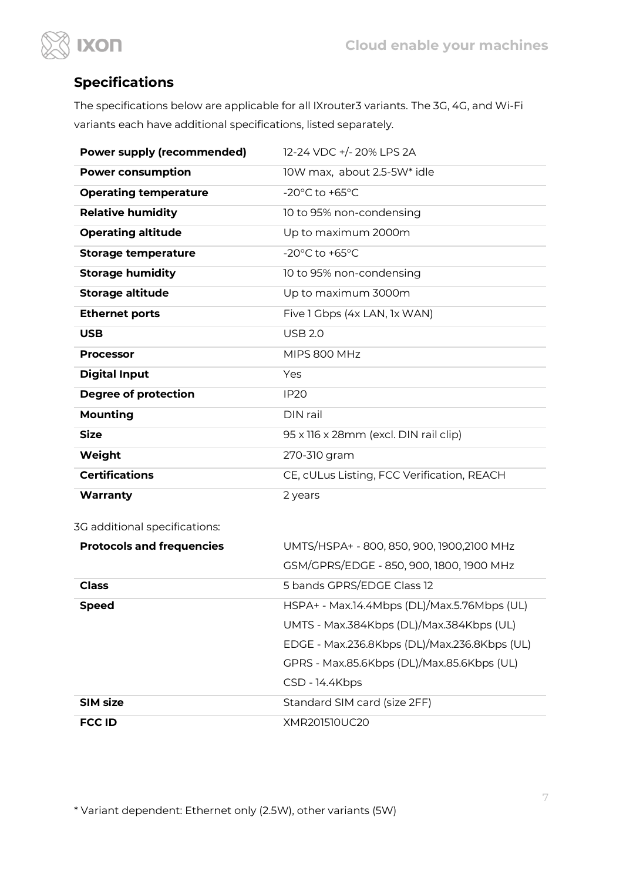## Specifications

The specifications below are applicable for all IXrouter3 variants. The 3G, 4G, and Wi-Fi variants each have additional specifications, listed separately.

| | |
|---|---|
| **Power supply (recommended)** | 12-24 VDC +/- 20% LPS 2A |
| **Power consumption** | 10W max, about 2.5-5W* idle |
| **Operating temperature** | -20°C to +65°C |
| **Relative humidity** | 10 to 95% non-condensing |
| **Operating altitude** | Up to maximum 2000m |
| **Storage temperature** | -20°C to +65°C |
| **Storage humidity** | 10 to 95% non-condensing |
| **Storage altitude** | Up to maximum 3000m |
| **Ethernet ports** | Five 1 Gbps (4x LAN, 1x WAN) |
| **USB** | USB 2.0 |
| **Processor** | MIPS 800 MHz |
| **Digital Input** | Yes |
| **Degree of protection** | IP20 |
| **Mounting** | DIN rail |
| **Size** | 95 x 116 x 28mm (excl. DIN rail clip) |
| **Weight** | 270-310 gram |
| **Certifications** | CE, cULus Listing, FCC Verification, REACH |
| **Warranty** | 2 years |

3G additional specifications:

| | |
|---|---|
| **Protocols and frequencies** | UMTS/HSPA+ - 800, 850, 900, 1900,2100 MHz<br>GSM/GPRS/EDGE - 850, 900, 1800, 1900 MHz |
| **Class** | 5 bands GPRS/EDGE Class 12 |
| **Speed** | HSPA+ - Max.14.4Mbps (DL)/Max.5.76Mbps (UL)<br>UMTS - Max.384Kbps (DL)/Max.384Kbps (UL)<br>EDGE - Max.236.8Kbps (DL)/Max.236.8Kbps (UL)<br>GPRS - Max.85.6Kbps (DL)/Max.85.6Kbps (UL)<br>CSD - 14.4Kbps |
| **SIM size** | Standard SIM card (size 2FF) |
| **FCC ID** | XMR201510UC20 |

* Variant dependent: Ethernet only (2.5W), other variants (5W)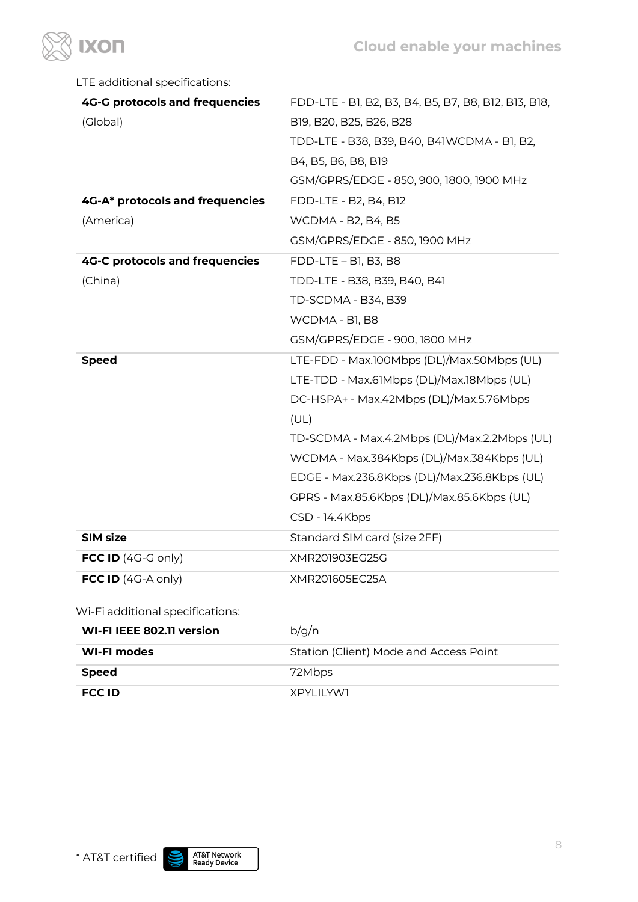LTE additional specifications:

| | |
|---|---|
| **4G-G protocols and frequencies** (Global) | FDD-LTE - B1, B2, B3, B4, B5, B7, B8, B12, B13, B18, B19, B20, B25, B26, B28<br>TDD-LTE - B38, B39, B40, B41WCDMA - B1, B2, B4, B5, B6, B8, B19<br>GSM/GPRS/EDGE - 850, 900, 1800, 1900 MHz |
| **4G-A* protocols and frequencies** (America) | FDD-LTE - B2, B4, B12<br>WCDMA - B2, B4, B5<br>GSM/GPRS/EDGE - 850, 1900 MHz |
| **4G-C protocols and frequencies** (China) | FDD-LTE – B1, B3, B8<br>TDD-LTE - B38, B39, B40, B41<br>TD-SCDMA - B34, B39<br>WCDMA - B1, B8<br>GSM/GPRS/EDGE - 900, 1800 MHz |
| **Speed** | LTE-FDD - Max.100Mbps (DL)/Max.50Mbps (UL)<br>LTE-TDD - Max.61Mbps (DL)/Max.18Mbps (UL)<br>DC-HSPA+ - Max.42Mbps (DL)/Max.5.76Mbps (UL)<br>TD-SCDMA - Max.4.2Mbps (DL)/Max.2.2Mbps (UL)<br>WCDMA - Max.384Kbps (DL)/Max.384Kbps (UL)<br>EDGE - Max.236.8Kbps (DL)/Max.236.8Kbps (UL)<br>GPRS - Max.85.6Kbps (DL)/Max.85.6Kbps (UL)<br>CSD - 14.4Kbps |
| **SIM size** | Standard SIM card (size 2FF) |
| **FCC ID** (4G-G only) | XMR201903EG25G |
| **FCC ID** (4G-A only) | XMR201605EC25A |

Wi-Fi additional specifications:

| | |
|---|---|
| **WI-FI IEEE 802.11 version** | b/g/n |
| **WI-FI modes** | Station (Client) Mode and Access Point |
| **Speed** | 72Mbps |
| **FCC ID** | XPYLILYW1 |

* AT&T certified AT&T Network Ready Device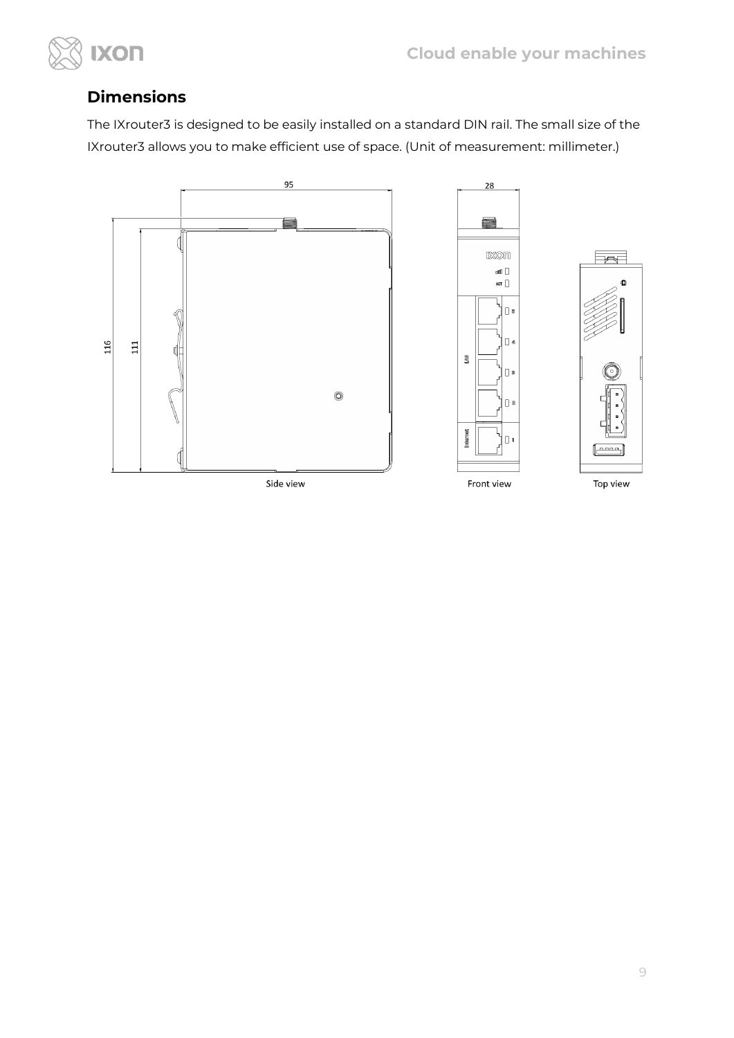## Dimensions

The IXrouter3 is designed to be easily installed on a standard DIN rail. The small size of the IXrouter3 allows you to make efficient use of space. (Unit of measurement: millimeter.)

Side view

Front view

Top view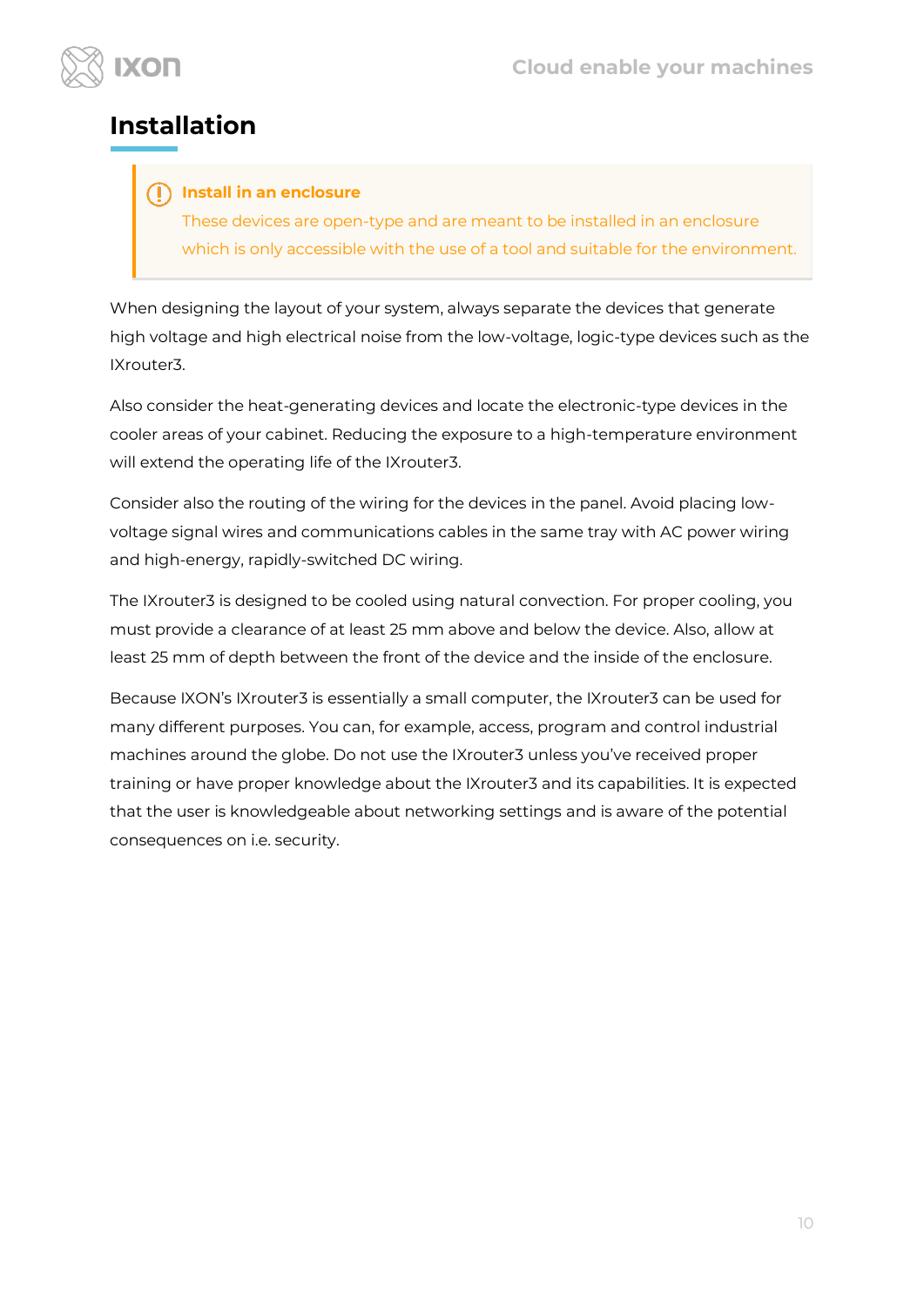# Installation

> **Install in an enclosure**
> These devices are open-type and are meant to be installed in an enclosure which is only accessible with the use of a tool and suitable for the environment.

When designing the layout of your system, always separate the devices that generate high voltage and high electrical noise from the low-voltage, logic-type devices such as the IXrouter3.

Also consider the heat-generating devices and locate the electronic-type devices in the cooler areas of your cabinet. Reducing the exposure to a high-temperature environment will extend the operating life of the IXrouter3.

Consider also the routing of the wiring for the devices in the panel. Avoid placing low-voltage signal wires and communications cables in the same tray with AC power wiring and high-energy, rapidly-switched DC wiring.

The IXrouter3 is designed to be cooled using natural convection. For proper cooling, you must provide a clearance of at least 25 mm above and below the device. Also, allow at least 25 mm of depth between the front of the device and the inside of the enclosure.

Because IXON's IXrouter3 is essentially a small computer, the IXrouter3 can be used for many different purposes. You can, for example, access, program and control industrial machines around the globe. Do not use the IXrouter3 unless you've received proper training or have proper knowledge about the IXrouter3 and its capabilities. It is expected that the user is knowledgeable about networking settings and is aware of the potential consequences on i.e. security.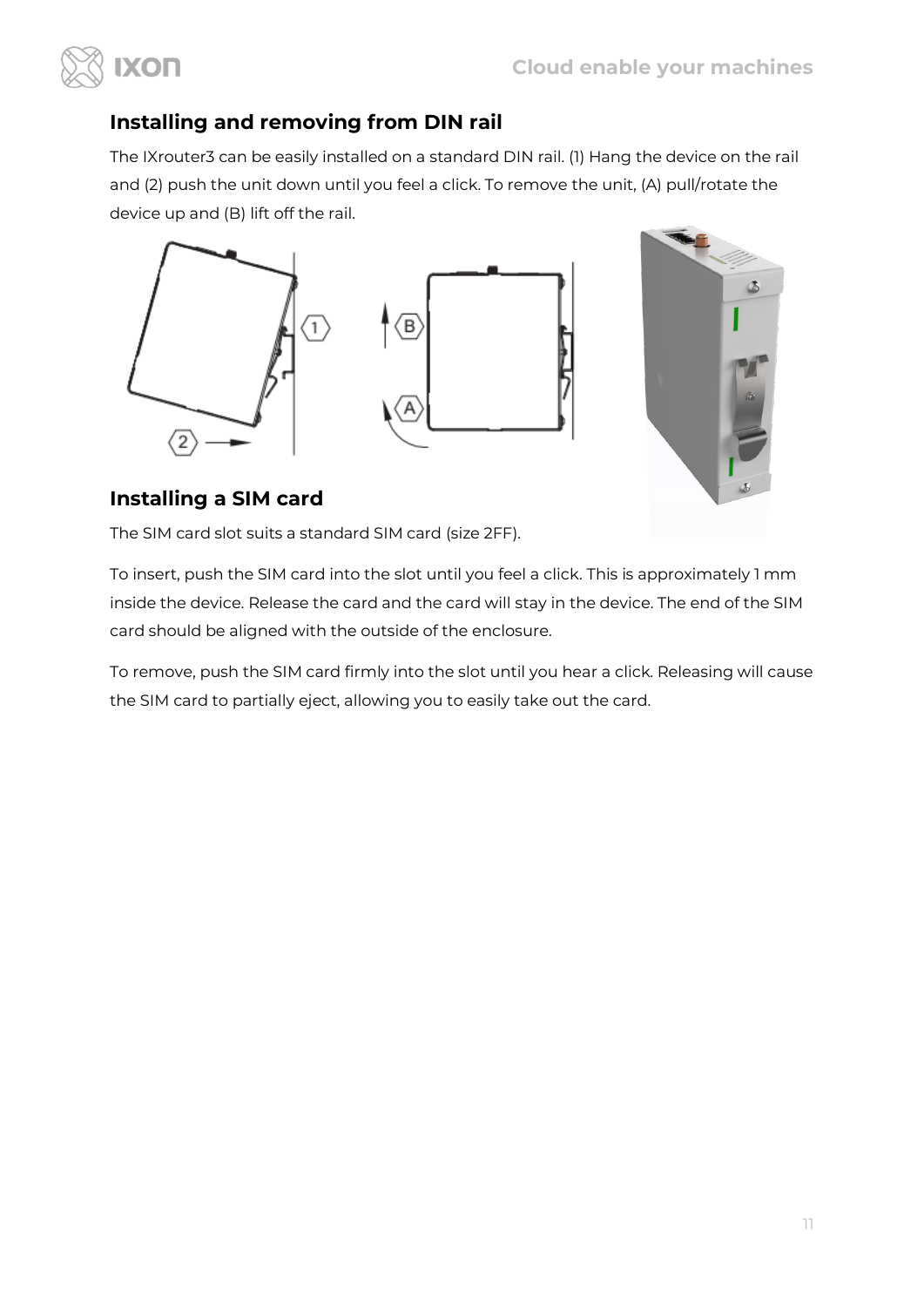## Installing and removing from DIN rail

The IXrouter3 can be easily installed on a standard DIN rail. (1) Hang the device on the rail and (2) push the unit down until you feel a click. To remove the unit, (A) pull/rotate the device up and (B) lift off the rail.

## Installing a SIM card

The SIM card slot suits a standard SIM card (size 2FF).

To insert, push the SIM card into the slot until you feel a click. This is approximately 1 mm inside the device. Release the card and the card will stay in the device. The end of the SIM card should be aligned with the outside of the enclosure.

To remove, push the SIM card firmly into the slot until you hear a click. Releasing will cause the SIM card to partially eject, allowing you to easily take out the card.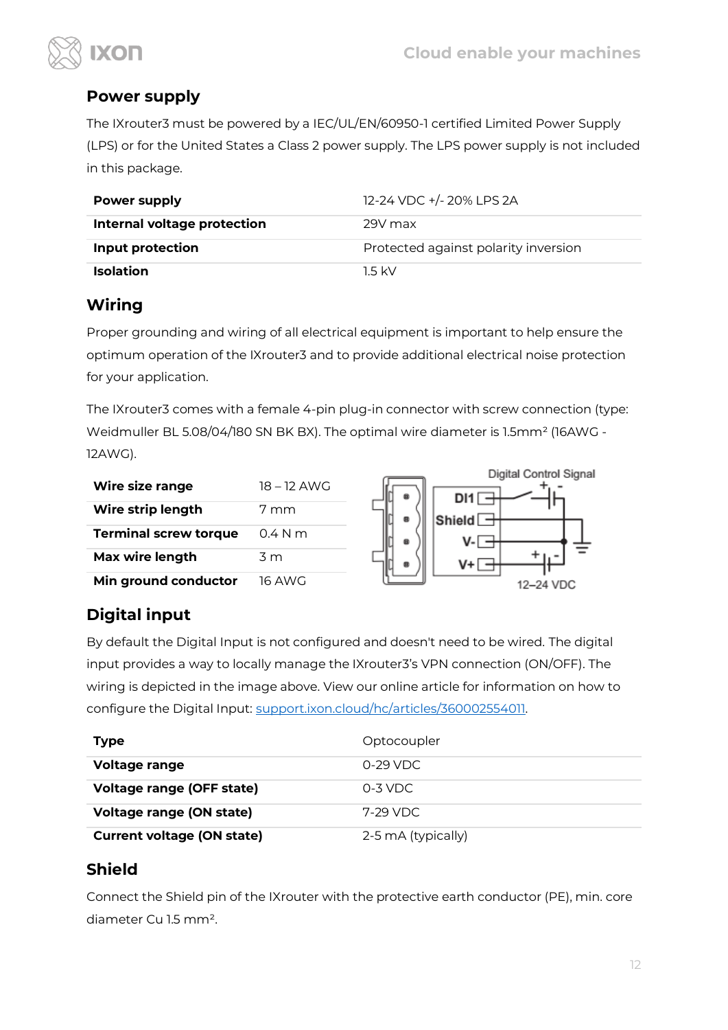## Power supply

The IXrouter3 must be powered by a IEC/UL/EN/60950-1 certified Limited Power Supply (LPS) or for the United States a Class 2 power supply. The LPS power supply is not included in this package.

| | |
|---|---|
| **Power supply** | 12-24 VDC +/- 20% LPS 2A |
| **Internal voltage protection** | 29V max |
| **Input protection** | Protected against polarity inversion |
| **Isolation** | 1.5 kV |

## Wiring

Proper grounding and wiring of all electrical equipment is important to help ensure the optimum operation of the IXrouter3 and to provide additional electrical noise protection for your application.

The IXrouter3 comes with a female 4-pin plug-in connector with screw connection (type: Weidmuller BL 5.08/04/180 SN BK BX). The optimal wire diameter is 1.5mm² (16AWG - 12AWG).

| | |
|---|---|
| **Wire size range** | 18 – 12 AWG |
| **Wire strip length** | 7 mm |
| **Terminal screw torque** | 0.4 N m |
| **Max wire length** | 3 m |
| **Min ground conductor** | 16 AWG |

## Digital input

By default the Digital Input is not configured and doesn't need to be wired. The digital input provides a way to locally manage the IXrouter3's VPN connection (ON/OFF). The wiring is depicted in the image above. View our online article for information on how to configure the Digital Input: [support.ixon.cloud/hc/articles/360002554011](support.ixon.cloud/hc/articles/360002554011).

| | |
|---|---|
| **Type** | Optocoupler |
| **Voltage range** | 0-29 VDC |
| **Voltage range (OFF state)** | 0-3 VDC |
| **Voltage range (ON state)** | 7-29 VDC |
| **Current voltage (ON state)** | 2-5 mA (typically) |

## Shield

Connect the Shield pin of the IXrouter with the protective earth conductor (PE), min. core diameter Cu 1.5 mm².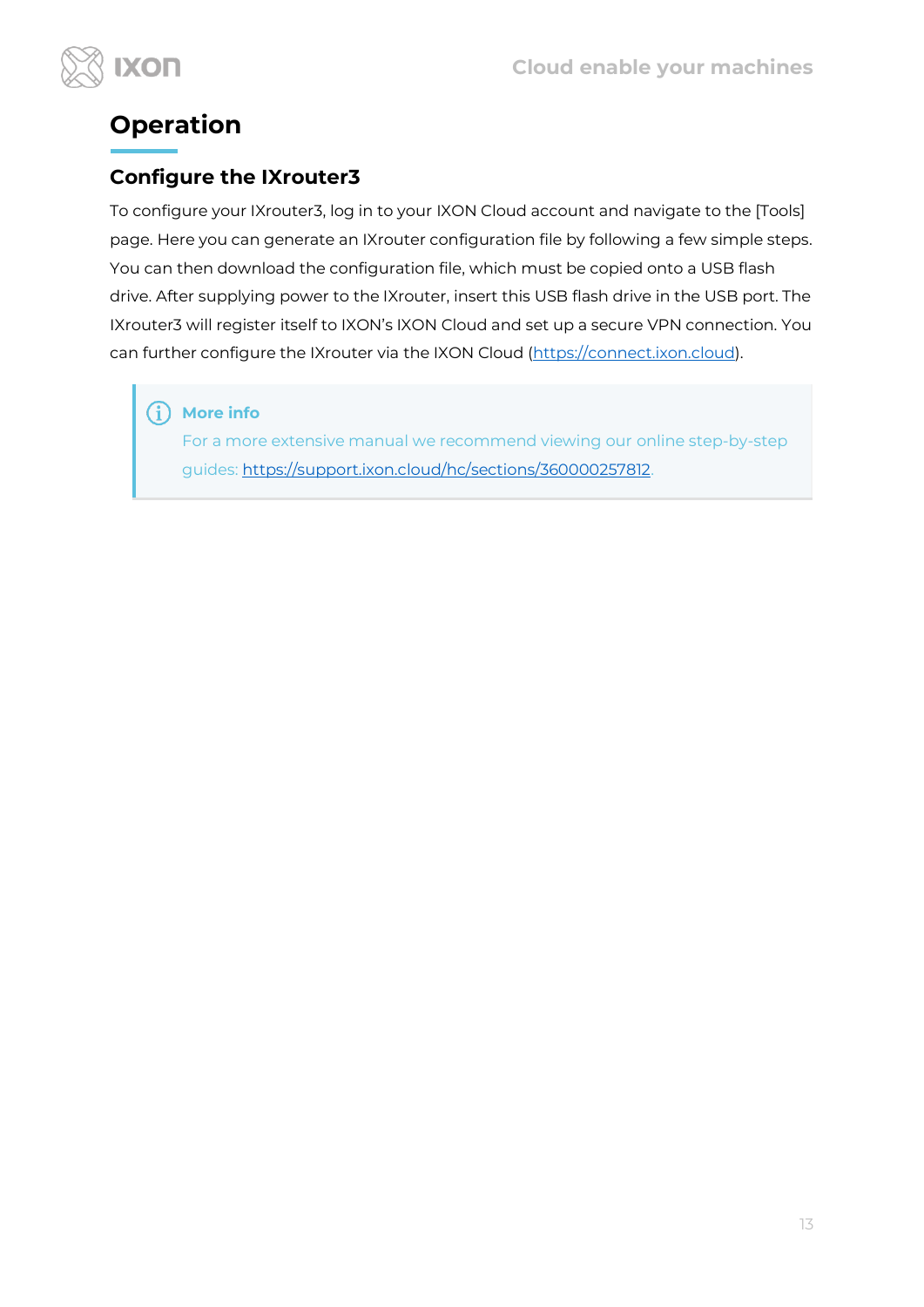# Operation

## Configure the IXrouter3

To configure your IXrouter3, log in to your IXON Cloud account and navigate to the [Tools] page. Here you can generate an IXrouter configuration file by following a few simple steps. You can then download the configuration file, which must be copied onto a USB flash drive. After supplying power to the IXrouter, insert this USB flash drive in the USB port. The IXrouter3 will register itself to IXON's IXON Cloud and set up a secure VPN connection. You can further configure the IXrouter via the IXON Cloud (https://connect.ixon.cloud).

> **More info**
> For a more extensive manual we recommend viewing our online step-by-step guides: https://support.ixon.cloud/hc/sections/360000257812.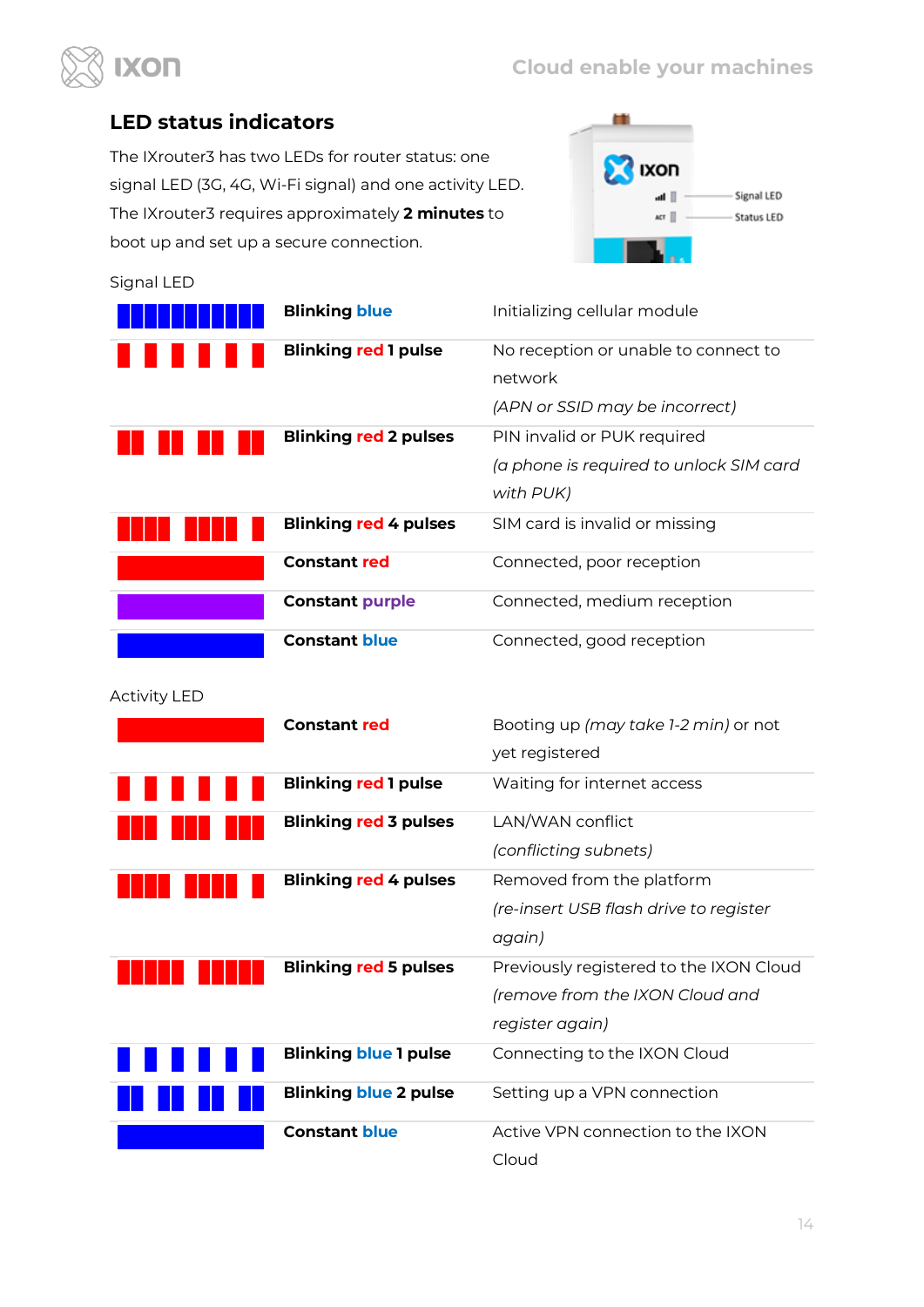## LED status indicators

The IXrouter3 has two LEDs for router status: one signal LED (3G, 4G, Wi-Fi signal) and one activity LED. The IXrouter3 requires approximately **2 minutes** to boot up and set up a secure connection.

Signal LED

| | | |
|---|---|---|
| | **Blinking blue** | Initializing cellular module |
| | **Blinking red 1 pulse** | No reception or unable to connect to network *(APN or SSID may be incorrect)* |
| | **Blinking red 2 pulses** | PIN invalid or PUK required *(a phone is required to unlock SIM card with PUK)* |
| | **Blinking red 4 pulses** | SIM card is invalid or missing |
| | **Constant red** | Connected, poor reception |
| | **Constant purple** | Connected, medium reception |
| | **Constant blue** | Connected, good reception |

Activity LED

| | | |
|---|---|---|
| | **Constant red** | Booting up *(may take 1-2 min)* or not yet registered |
| | **Blinking red 1 pulse** | Waiting for internet access |
| | **Blinking red 3 pulses** | LAN/WAN conflict *(conflicting subnets)* |
| | **Blinking red 4 pulses** | Removed from the platform *(re-insert USB flash drive to register again)* |
| | **Blinking red 5 pulses** | Previously registered to the IXON Cloud *(remove from the IXON Cloud and register again)* |
| | **Blinking blue 1 pulse** | Connecting to the IXON Cloud |
| | **Blinking blue 2 pulse** | Setting up a VPN connection |
| | **Constant blue** | Active VPN connection to the IXON Cloud |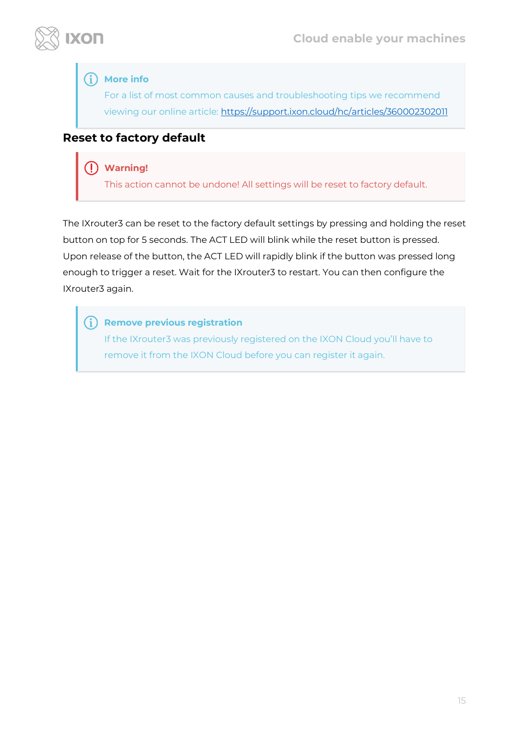> **More info**
> For a list of most common causes and troubleshooting tips we recommend viewing our online article: https://support.ixon.cloud/hc/articles/360002302011

## Reset to factory default

> **Warning!**
> This action cannot be undone! All settings will be reset to factory default.

The IXrouter3 can be reset to the factory default settings by pressing and holding the reset button on top for 5 seconds. The ACT LED will blink while the reset button is pressed. Upon release of the button, the ACT LED will rapidly blink if the button was pressed long enough to trigger a reset. Wait for the IXrouter3 to restart. You can then configure the IXrouter3 again.

> **Remove previous registration**
> If the IXrouter3 was previously registered on the IXON Cloud you'll have to remove it from the IXON Cloud before you can register it again.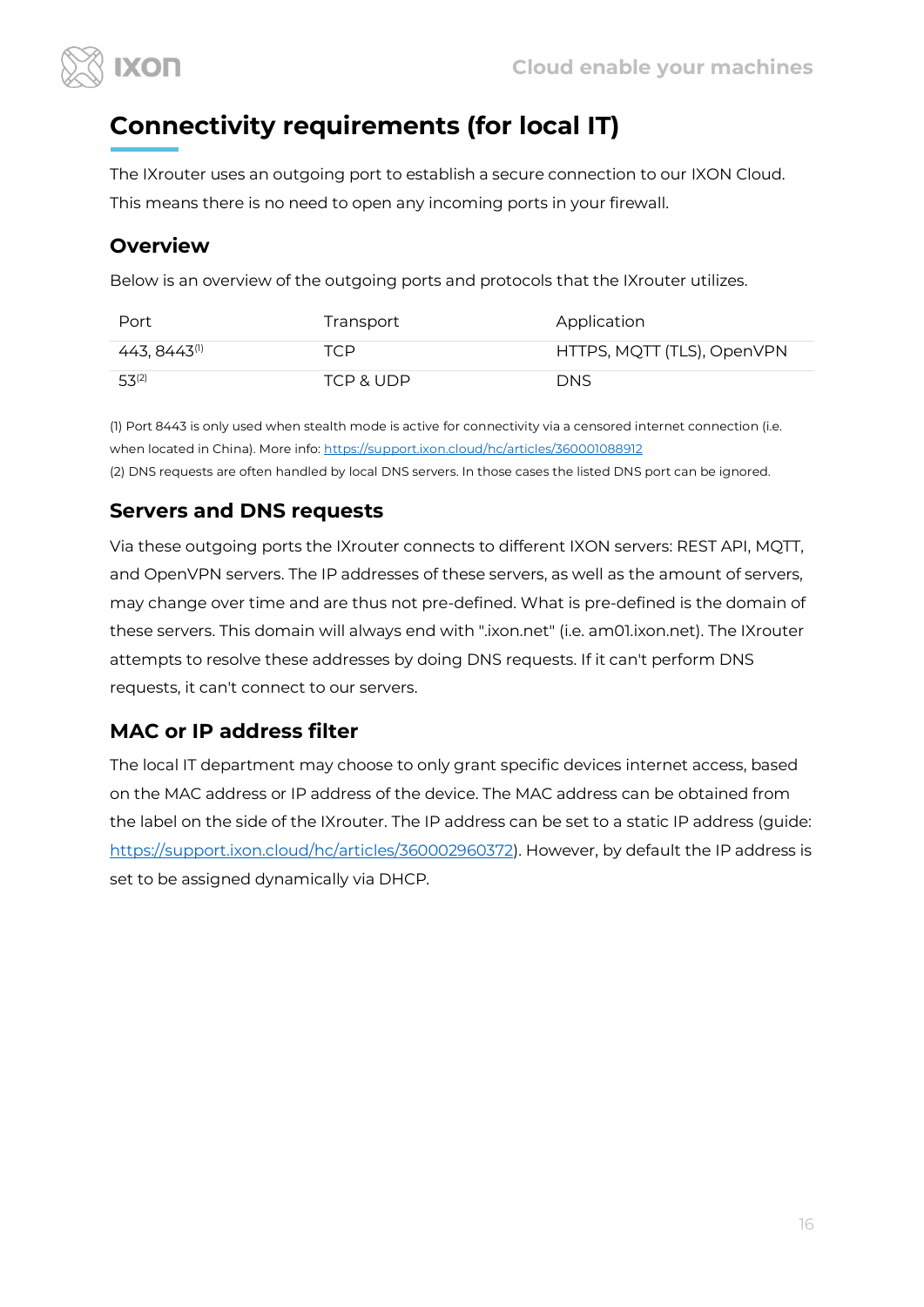# Connectivity requirements (for local IT)

The IXrouter uses an outgoing port to establish a secure connection to our IXON Cloud. This means there is no need to open any incoming ports in your firewall.

## Overview

Below is an overview of the outgoing ports and protocols that the IXrouter utilizes.

| Port | Transport | Application |
| --- | --- | --- |
| 443, 8443[1] | TCP | HTTPS, MQTT (TLS), OpenVPN |
| 53[2] | TCP & UDP | DNS |

(1) Port 8443 is only used when stealth mode is active for connectivity via a censored internet connection (i.e. when located in China). More info: https://support.ixon.cloud/hc/articles/360001088912

(2) DNS requests are often handled by local DNS servers. In those cases the listed DNS port can be ignored.

## Servers and DNS requests

Via these outgoing ports the IXrouter connects to different IXON servers: REST API, MQTT, and OpenVPN servers. The IP addresses of these servers, as well as the amount of servers, may change over time and are thus not pre-defined. What is pre-defined is the domain of these servers. This domain will always end with ".ixon.net" (i.e. am01.ixon.net). The IXrouter attempts to resolve these addresses by doing DNS requests. If it can't perform DNS requests, it can't connect to our servers.

## MAC or IP address filter

The local IT department may choose to only grant specific devices internet access, based on the MAC address or IP address of the device. The MAC address can be obtained from the label on the side of the IXrouter. The IP address can be set to a static IP address (guide: https://support.ixon.cloud/hc/articles/360002960372). However, by default the IP address is set to be assigned dynamically via DHCP.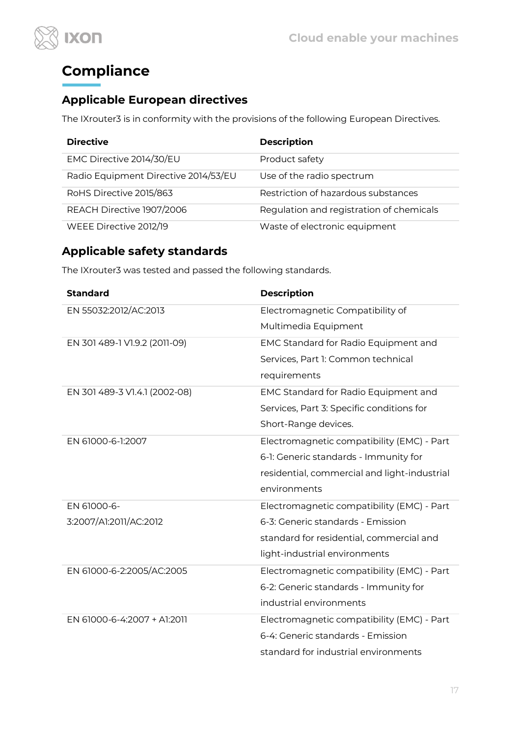# Compliance

## Applicable European directives

The IXrouter3 is in conformity with the provisions of the following European Directives.

| Directive | Description |
| --- | --- |
| EMC Directive 2014/30/EU | Product safety |
| Radio Equipment Directive 2014/53/EU | Use of the radio spectrum |
| RoHS Directive 2015/863 | Restriction of hazardous substances |
| REACH Directive 1907/2006 | Regulation and registration of chemicals |
| WEEE Directive 2012/19 | Waste of electronic equipment |

## Applicable safety standards

The IXrouter3 was tested and passed the following standards.

| Standard | Description |
| --- | --- |
| EN 55032:2012/AC:2013 | Electromagnetic Compatibility of Multimedia Equipment |
| EN 301 489-1 V1.9.2 (2011-09) | EMC Standard for Radio Equipment and Services, Part 1: Common technical requirements |
| EN 301 489-3 V1.4.1 (2002-08) | EMC Standard for Radio Equipment and Services, Part 3: Specific conditions for Short-Range devices. |
| EN 61000-6-1:2007 | Electromagnetic compatibility (EMC) - Part 6-1: Generic standards - Immunity for residential, commercial and light-industrial environments |
| EN 61000-6-3:2007/A1:2011/AC:2012 | Electromagnetic compatibility (EMC) - Part 6-3: Generic standards - Emission standard for residential, commercial and light-industrial environments |
| EN 61000-6-2:2005/AC:2005 | Electromagnetic compatibility (EMC) - Part 6-2: Generic standards - Immunity for industrial environments |
| EN 61000-6-4:2007 + A1:2011 | Electromagnetic compatibility (EMC) - Part 6-4: Generic standards - Emission standard for industrial environments |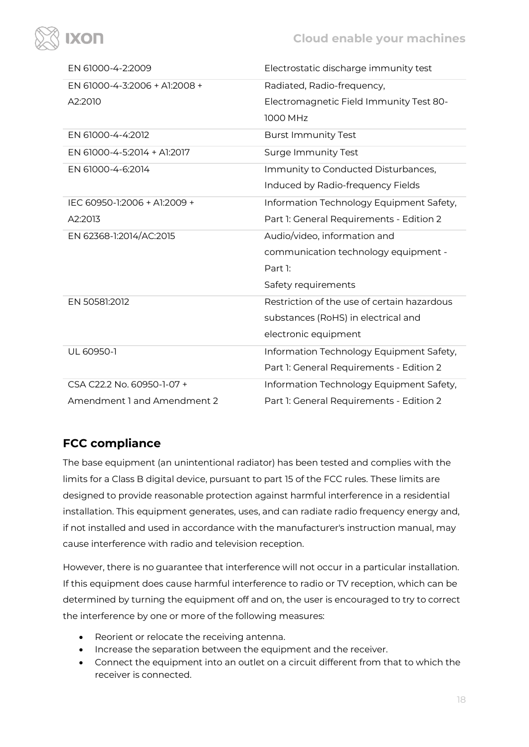| EN 61000-4-2:2009 | Electrostatic discharge immunity test |
|---|---|
| EN 61000-4-3:2006 + A1:2008 + A2:2010 | Radiated, Radio-frequency, Electromagnetic Field Immunity Test 80-1000 MHz |
| EN 61000-4-4:2012 | Burst Immunity Test |
| EN 61000-4-5:2014 + A1:2017 | Surge Immunity Test |
| EN 61000-4-6:2014 | Immunity to Conducted Disturbances, Induced by Radio-frequency Fields |
| IEC 60950-1:2006 + A1:2009 + A2:2013 | Information Technology Equipment Safety, Part 1: General Requirements - Edition 2 |
| EN 62368-1:2014/AC:2015 | Audio/video, information and communication technology equipment - Part 1: Safety requirements |
| EN 50581:2012 | Restriction of the use of certain hazardous substances (RoHS) in electrical and electronic equipment |
| UL 60950-1 | Information Technology Equipment Safety, Part 1: General Requirements - Edition 2 |
| CSA C22.2 No. 60950-1-07 + Amendment 1 and Amendment 2 | Information Technology Equipment Safety, Part 1: General Requirements - Edition 2 |

## FCC compliance

The base equipment (an unintentional radiator) has been tested and complies with the limits for a Class B digital device, pursuant to part 15 of the FCC rules. These limits are designed to provide reasonable protection against harmful interference in a residential installation. This equipment generates, uses, and can radiate radio frequency energy and, if not installed and used in accordance with the manufacturer's instruction manual, may cause interference with radio and television reception.

However, there is no guarantee that interference will not occur in a particular installation. If this equipment does cause harmful interference to radio or TV reception, which can be determined by turning the equipment off and on, the user is encouraged to try to correct the interference by one or more of the following measures:

- Reorient or relocate the receiving antenna.
- Increase the separation between the equipment and the receiver.
- Connect the equipment into an outlet on a circuit different from that to which the receiver is connected.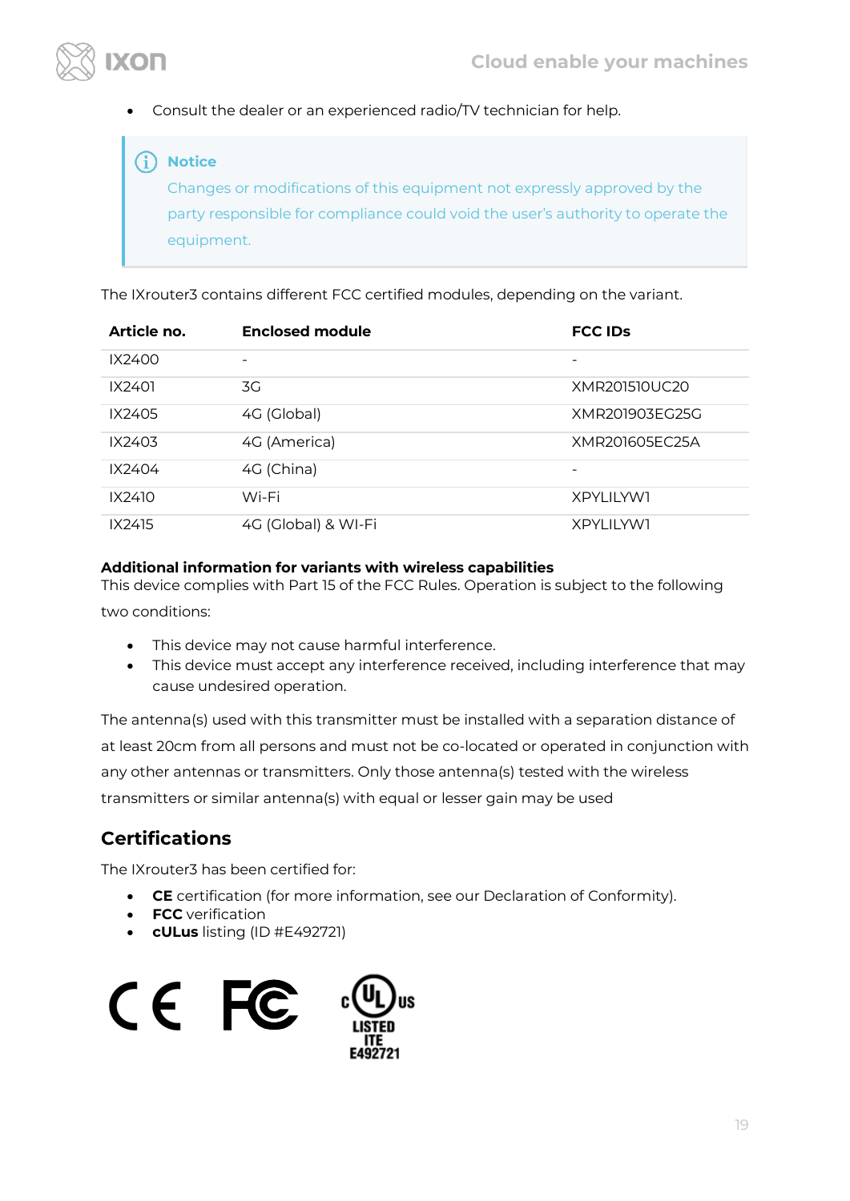- Consult the dealer or an experienced radio/TV technician for help.

> **Notice**
> Changes or modifications of this equipment not expressly approved by the party responsible for compliance could void the user's authority to operate the equipment.

The IXrouter3 contains different FCC certified modules, depending on the variant.

| Article no. | Enclosed module | FCC IDs |
|---|---|---|
| IX2400 | - | - |
| IX2401 | 3G | XMR201510UC20 |
| IX2405 | 4G (Global) | XMR201903EG25G |
| IX2403 | 4G (America) | XMR201605EC25A |
| IX2404 | 4G (China) | - |
| IX2410 | Wi-Fi | XPYLILYW1 |
| IX2415 | 4G (Global) & WI-Fi | XPYLILYW1 |

**Additional information for variants with wireless capabilities**
This device complies with Part 15 of the FCC Rules. Operation is subject to the following two conditions:

- This device may not cause harmful interference.
- This device must accept any interference received, including interference that may cause undesired operation.

The antenna(s) used with this transmitter must be installed with a separation distance of at least 20cm from all persons and must not be co-located or operated in conjunction with any other antennas or transmitters. Only those antenna(s) tested with the wireless transmitters or similar antenna(s) with equal or lesser gain may be used

## Certifications

The IXrouter3 has been certified for:

- **CE** certification (for more information, see our Declaration of Conformity).
- **FCC** verification
- **cULus** listing (ID #E492721)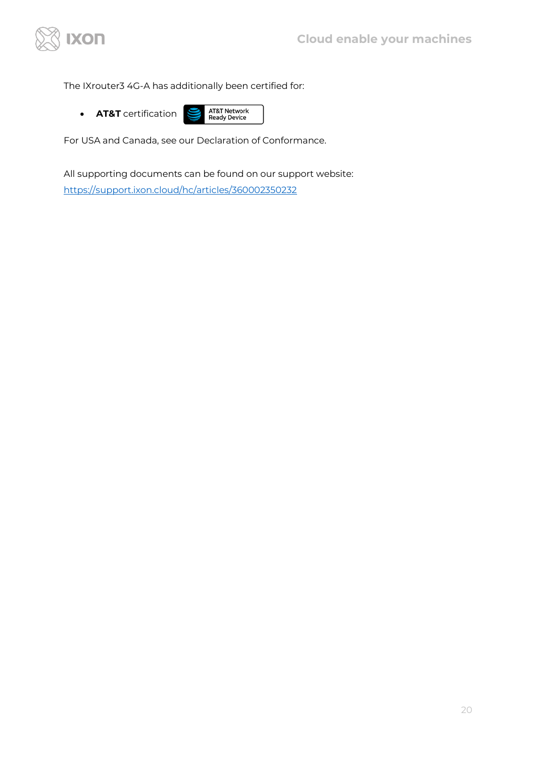The IXrouter3 4G-A has additionally been certified for:

- **AT&T** certification AT&T Network Ready Device

For USA and Canada, see our Declaration of Conformance.

All supporting documents can be found on our support website:
https://support.ixon.cloud/hc/articles/360002350232